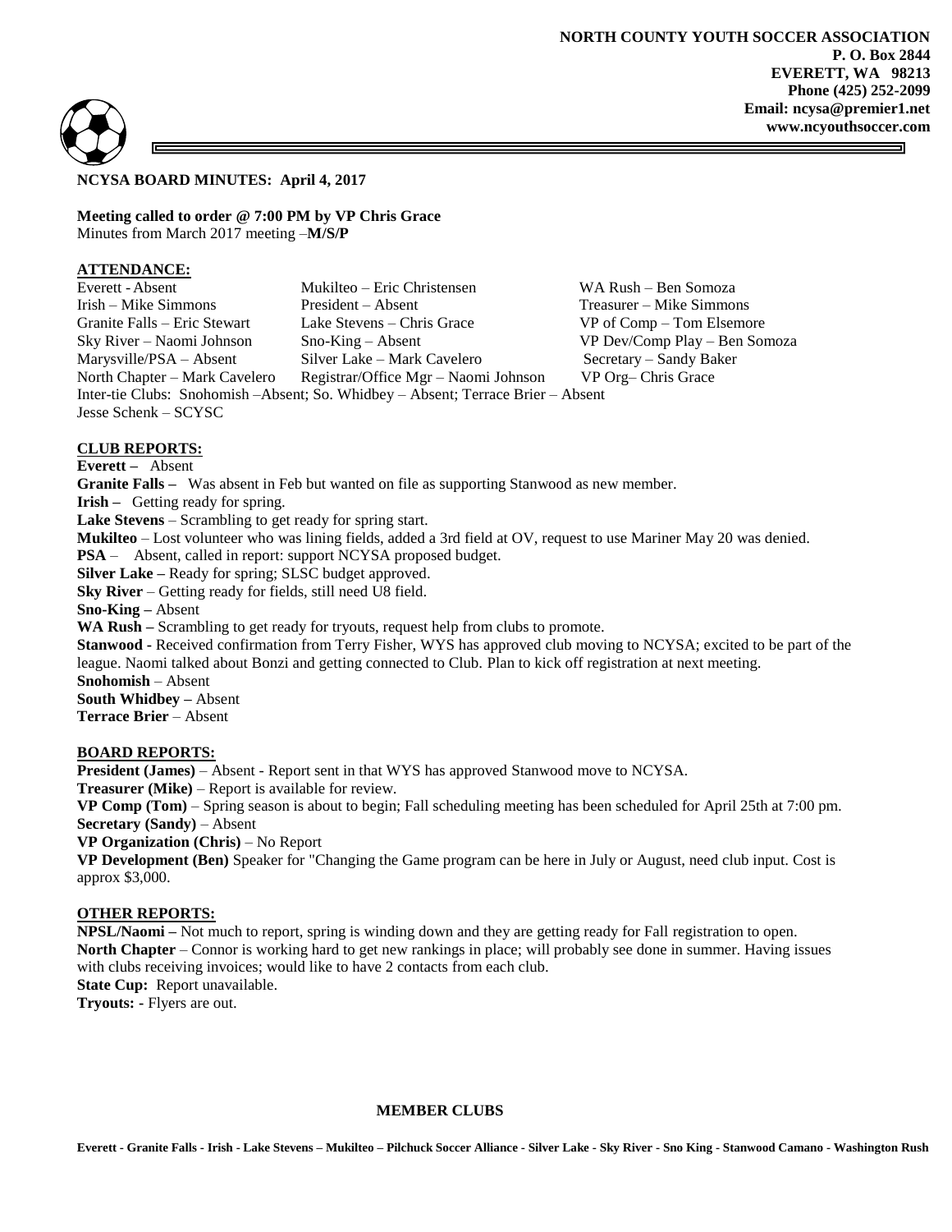**NORTH COUNTY YOUTH SOCCER ASSOCIATION**
**P. O. Box 2844**
**EVERETT, WA 98213**
**Phone (425) 252-2099**
**Email: ncysa@premier1.net**
**www.ncyouthsoccer.com**

**NCYSA BOARD MINUTES: April 4, 2017**

**Meeting called to order @ 7:00 PM by VP Chris Grace**
Minutes from March 2017 meeting –**M/S/P**

**ATTENDANCE:**

| | | |
|---|---|---|
| Everett - Absent | Mukilteo – Eric Christensen | WA Rush – Ben Somoza |
| Irish – Mike Simmons | President – Absent | Treasurer – Mike Simmons |
| Granite Falls – Eric Stewart | Lake Stevens – Chris Grace | VP of Comp – Tom Elsemore |
| Sky River – Naomi Johnson | Sno-King – Absent | VP Dev/Comp Play – Ben Somoza |
| Marysville/PSA – Absent | Silver Lake – Mark Cavelero | Secretary – Sandy Baker |
| North Chapter – Mark Cavelero | Registrar/Office Mgr – Naomi Johnson | VP Org– Chris Grace |

Inter-tie Clubs: Snohomish –Absent; So. Whidbey – Absent; Terrace Brier – Absent
Jesse Schenk – SCYSC

**CLUB REPORTS:**

**Everett –** Absent
**Granite Falls –** Was absent in Feb but wanted on file as supporting Stanwood as new member.
**Irish –** Getting ready for spring.
**Lake Stevens** – Scrambling to get ready for spring start.
**Mukilteo** – Lost volunteer who was lining fields, added a 3rd field at OV, request to use Mariner May 20 was denied.
**PSA** – Absent, called in report: support NCYSA proposed budget.
**Silver Lake –** Ready for spring; SLSC budget approved.
**Sky River** – Getting ready for fields, still need U8 field.
**Sno-King –** Absent
**WA Rush –** Scrambling to get ready for tryouts, request help from clubs to promote.
**Stanwood -** Received confirmation from Terry Fisher, WYS has approved club moving to NCYSA; excited to be part of the league. Naomi talked about Bonzi and getting connected to Club. Plan to kick off registration at next meeting.
**Snohomish** – Absent
**South Whidbey –** Absent
**Terrace Brier** – Absent

**BOARD REPORTS:**

**President (James)** – Absent - Report sent in that WYS has approved Stanwood move to NCYSA.
**Treasurer (Mike)** – Report is available for review.
**VP Comp (Tom)** – Spring season is about to begin; Fall scheduling meeting has been scheduled for April 25th at 7:00 pm.
**Secretary (Sandy)** – Absent
**VP Organization (Chris)** – No Report
**VP Development (Ben)** Speaker for "Changing the Game program can be here in July or August, need club input. Cost is approx $3,000.

**OTHER REPORTS:**

**NPSL/Naomi –** Not much to report, spring is winding down and they are getting ready for Fall registration to open.
**North Chapter** – Connor is working hard to get new rankings in place; will probably see done in summer. Having issues with clubs receiving invoices; would like to have 2 contacts from each club.
**State Cup:** Report unavailable.
**Tryouts: -** Flyers are out.

**MEMBER CLUBS**

**Everett - Granite Falls - Irish - Lake Stevens – Mukilteo – Pilchuck Soccer Alliance - Silver Lake - Sky River - Sno King - Stanwood Camano - Washington Rush**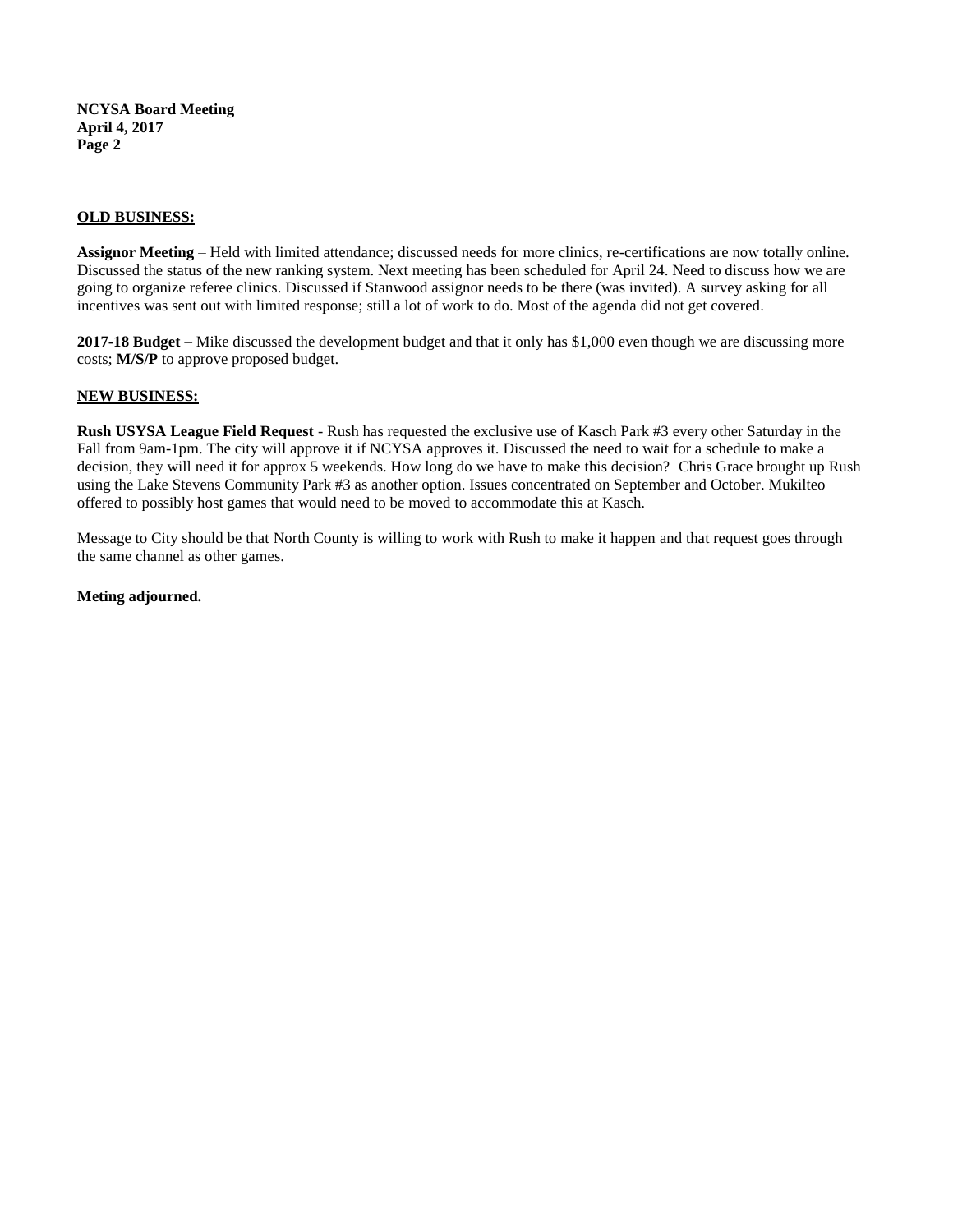**OLD BUSINESS:**

**Assignor Meeting** – Held with limited attendance; discussed needs for more clinics, re-certifications are now totally online. Discussed the status of the new ranking system. Next meeting has been scheduled for April 24. Need to discuss how we are going to organize referee clinics. Discussed if Stanwood assignor needs to be there (was invited). A survey asking for all incentives was sent out with limited response; still a lot of work to do. Most of the agenda did not get covered.

**2017-18 Budget** – Mike discussed the development budget and that it only has $1,000 even though we are discussing more costs; **M/S/P** to approve proposed budget.

**NEW BUSINESS:**

**Rush USYSA League Field Request** - Rush has requested the exclusive use of Kasch Park #3 every other Saturday in the Fall from 9am-1pm. The city will approve it if NCYSA approves it. Discussed the need to wait for a schedule to make a decision, they will need it for approx 5 weekends. How long do we have to make this decision? Chris Grace brought up Rush using the Lake Stevens Community Park #3 as another option. Issues concentrated on September and October. Mukilteo offered to possibly host games that would need to be moved to accommodate this at Kasch.

Message to City should be that North County is willing to work with Rush to make it happen and that request goes through the same channel as other games.

**Meting adjourned.**